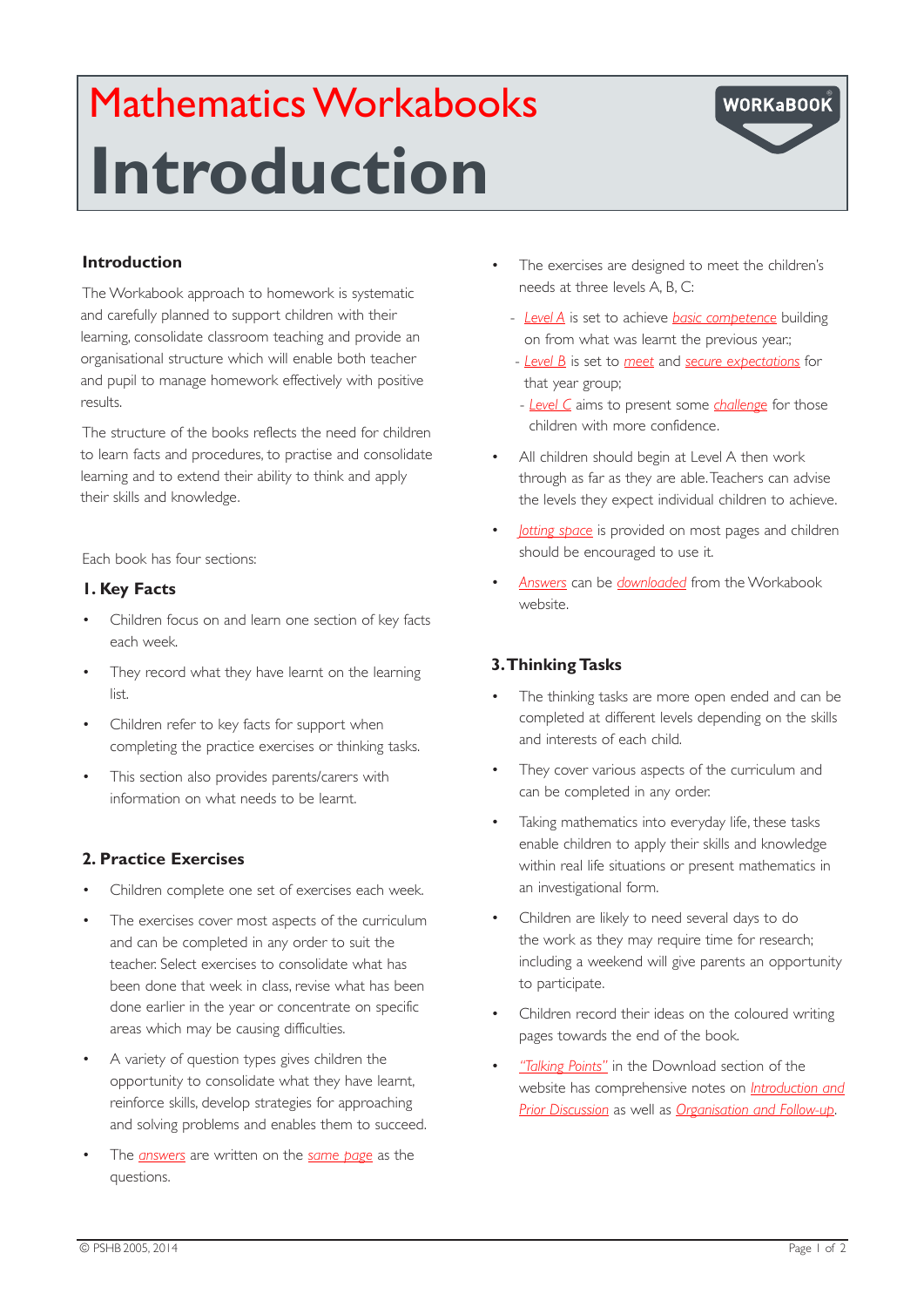# Mathematics Workbooks

# Introduction

WORKaBOOK

## Introduction

The Workbook approach to homework is systematic and carefully planned to support children with their learning, consolidate classroom teaching and provide an organisational structure which will enable both teacher and pupil to manage homework effectively with positive results.

The structure of the books reflects the need for children to learn facts and procedures, to practise and consolidate learning and to extend their ability to think and apply their skills and knowledge.

Each book has four sections:

### 1. Key Facts

- Children focus on and learn one section of key facts each week.
- They record what they have learnt on the learning list.
- Children refer to key facts for support when completing the practice exercises or thinking tasks.
- This section also provides parents/carers with information on what needs to be learnt.

### 2. Practice Exercises

- Children complete one set of exercises each week.
- The exercises cover most aspects of the curriculum and can be completed in any order to suit the teacher. Select exercises to consolidate what has been done that week in class, revise what has been done earlier in the year or concentrate on specific areas which may be causing difficulties.
- A variety of question types gives children the opportunity to consolidate what they have learnt, reinforce skills, develop strategies for approaching and solving problems and enables them to succeed.
- The *answers* are written on the *same page* as the questions.
- The exercises are designed to meet the children's needs at three levels A, B, C:
  - *Level A* is set to achieve *basic competence* building on from what was learnt the previous year.;
  - *Level B* is set to *meet* and *secure expectations* for that year group;
  - *Level C* aims to present some *challenge* for those children with more confidence.
- All children should begin at Level A then work through as far as they are able. Teachers can advise the levels they expect individual children to achieve.
- *Jotting space* is provided on most pages and children should be encouraged to use it.
- *Answers* can be *downloaded* from the Workbook website.

### 3. Thinking Tasks

- The thinking tasks are more open ended and can be completed at different levels depending on the skills and interests of each child.
- They cover various aspects of the curriculum and can be completed in any order.
- Taking mathematics into everyday life, these tasks enable children to apply their skills and knowledge within real life situations or present mathematics in an investigational form.
- Children are likely to need several days to do the work as they may require time for research; including a weekend will give parents an opportunity to participate.
- Children record their ideas on the coloured writing pages towards the end of the book.
- *"Talking Points"* in the Download section of the website has comprehensive notes on *Introduction and Prior Discussion* as well as *Organisation and Follow-up*.

© PSHB 2005, 2014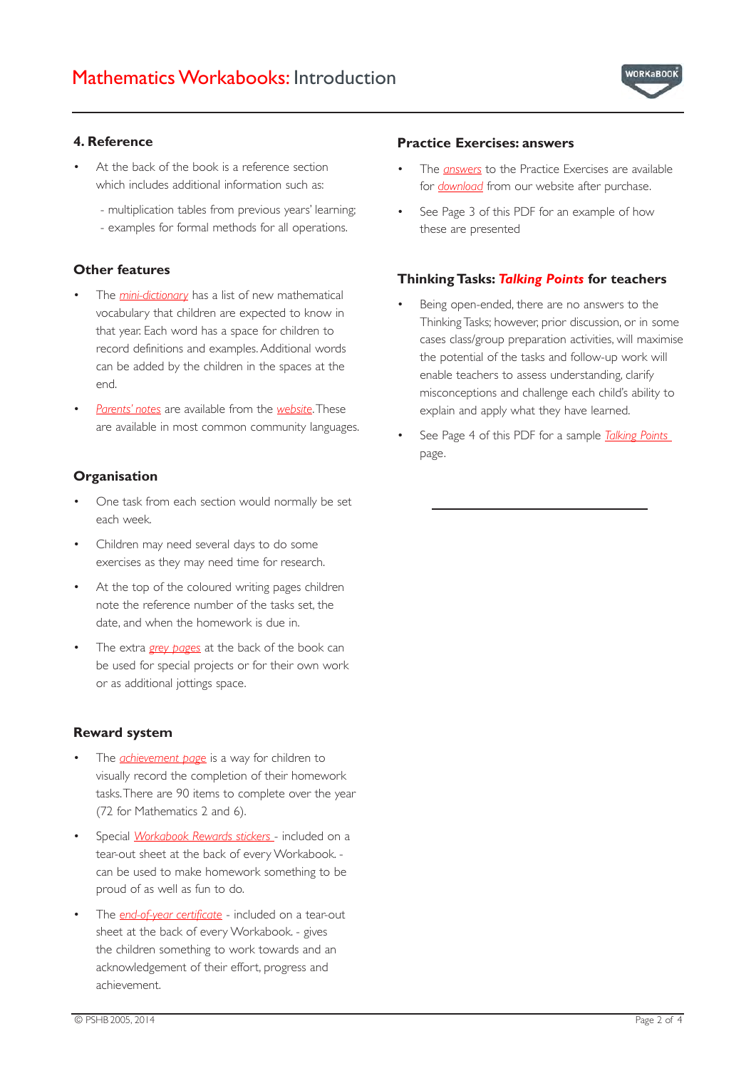### 4. Reference

- At the back of the book is a reference section which includes additional information such as:
  - multiplication tables from previous years' learning;
  - examples for formal methods for all operations.

### Other features

- The *mini-dictionary* has a list of new mathematical vocabulary that children are expected to know in that year. Each word has a space for children to record definitions and examples. Additional words can be added by the children in the spaces at the end.
- *Parents' notes* are available from the *website*. These are available in most common community languages.

### Organisation

- One task from each section would normally be set each week.
- Children may need several days to do some exercises as they may need time for research.
- At the top of the coloured writing pages children note the reference number of the tasks set, the date, and when the homework is due in.
- The extra *grey pages* at the back of the book can be used for special projects or for their own work or as additional jottings space.

### Reward system

- The *achievement page* is a way for children to visually record the completion of their homework tasks. There are 90 items to complete over the year (72 for Mathematics 2 and 6).
- Special *Workbook Rewards stickers* - included on a tear-out sheet at the back of every Workbook. - can be used to make homework something to be proud of as well as fun to do.
- The *end-of-year certificate* - included on a tear-out sheet at the back of every Workbook. - gives the children something to work towards and an acknowledgement of their effort, progress and achievement.

### Practice Exercises: answers

- The *answers* to the Practice Exercises are available for *download* from our website after purchase.
- See Page 3 of this PDF for an example of how these are presented

### Thinking Tasks: *Talking Points* for teachers

- Being open-ended, there are no answers to the Thinking Tasks; however, prior discussion, or in some cases class/group preparation activities, will maximise the potential of the tasks and follow-up work will enable teachers to assess understanding, clarify misconceptions and challenge each child's ability to explain and apply what they have learned.
- See Page 4 of this PDF for a sample *Talking Points* page.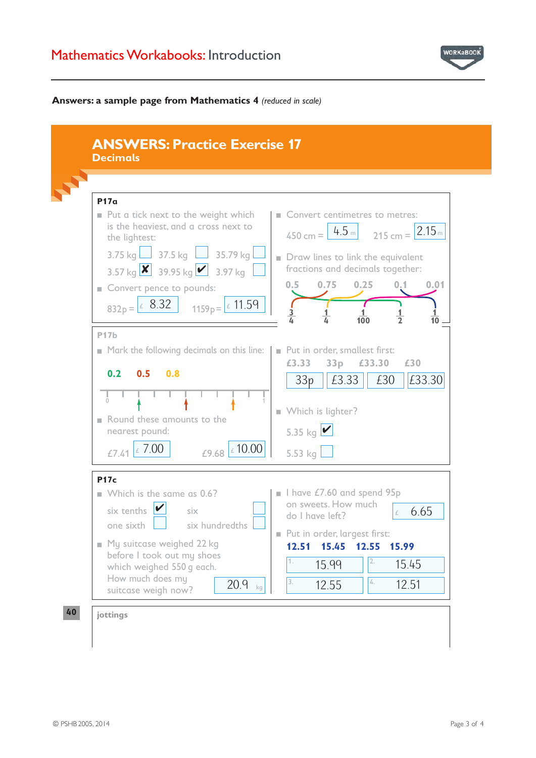# Mathematics Workbooks: Introduction

**Answers: a sample page from Mathematics 4** *(reduced in scale)*

## ANSWERS: Practice Exercise 17
### Decimals

### P17a

- Put a tick next to the weight which is the heaviest, and a cross next to the lightest:

  3.75 kg ☐ 37.5 kg ☐ 35.79 kg ☐
  3.57 kg ☒ 39.95 kg ☑ 3.97 kg ☐

- Convert pence to pounds:

  832p = £ 8.32 1159p = £ 11.59

- Convert centimetres to metres:

  450 cm = 4.5 m 215 cm = 2.15 m

- Draw lines to link the equivalent fractions and decimals together:

  0.5 0.75 0.25 0.1 0.01

  $\frac{3}{4}$ $\frac{1}{4}$ $\frac{1}{100}$ $\frac{1}{2}$ $\frac{1}{10}$

### P17b

- Mark the following decimals on this line:

  0.2 0.5 0.8

  0 ——— 1

- Round these amounts to the nearest pound:

  £7.41 £ 7.00 £9.68 £ 10.00

- Put in order, smallest first:

  £3.33 33p £33.30 £30

  33p | £3.33 | £30 | £33.30

- Which is lighter?

  5.35 kg ☑
  5.53 kg ☐

### P17c

- Which is the same as 0.6?

  six tenths ☑ six ☐
  one sixth ☐ six hundredths ☐

- My suitcase weighed 22 kg before I took out my shoes which weighed 550 g each. How much does my suitcase weigh now? 20.9 kg

- I have £7.60 and spend 95p on sweets. How much do I have left? £ 6.65

- Put in order, largest first:

  **12.51 15.45 12.55 15.99**

  1. 15.99
  2. 15.45
  3. 12.55
  4. 12.51

jottings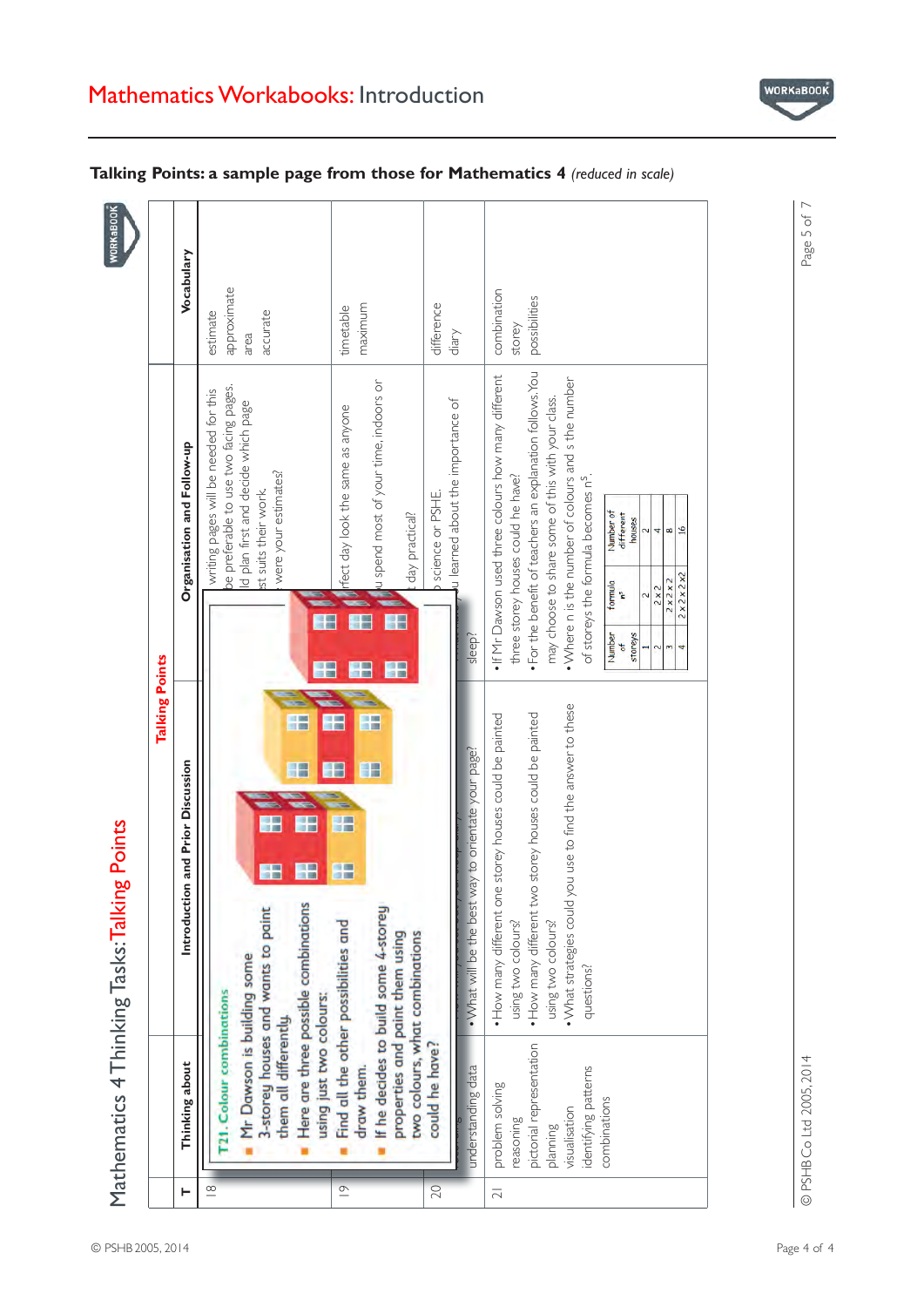# Mathematics Workbooks: Introduction

**Talking Points: a sample page from those for Mathematics 4** *(reduced in scale)*

## Mathematics 4 Thinking Tasks: Talking Points

| T | Thinking about | Introduction and Prior Discussion | Organisation and Follow-up | Vocabulary |
|---|---|---|---|---|
| 18 | | | …writing pages will be needed for this …be preferable to use two facing pages. …ld plan first and decide which page …st suits their work. …were your estimates? | estimate approximate area accurate |
| 19 | | | …rfect day look the same as anyone …u spend most of your time, indoors or … …day practical? | timetable maximum |
| 20 | …understanding data | • What will be the best way to orientate your page? | …o science or PSHE. …u learned about the importance of …sleep? | difference diary |
| 21 | problem solving reasoning pictorial representation planning visualisation identifying patterns combinations | • How many different one storey houses could be painted using two colours? • How many different two storey houses could be painted using two colours? • What strategies could you use to find the answer to these questions? | • If Mr Dawson used three colours how many different three storey houses could he have? • For the benefit of teachers an explanation follows. You may choose to share some of this with your class. • Where n is the number of colours and s the number of storeys the formula becomes $n^s$. | combination storey possibilities |

| Number of storeys | formula $n^s$ | Number of different houses |
|---|---|---|
| 1 | 2 | 2 |
| 2 | 2 x 2 | 4 |
| 3 | 2 x 2 x 2 | 8 |
| 4 | 2 x 2 x 2 x 2 | 16 |

**T21. Colour combinations**

- Mr Dawson is building some 3-storey houses and wants to paint them all differently.
- Here are three possible combinations using just two colours:
- Find all the other possibilities and draw them.
- If he decides to build some 4-storey properties and paint them using two colours, what combinations could he have?

© PSHB Co Ltd 2005, 2014

© PSHB 2005, 2014